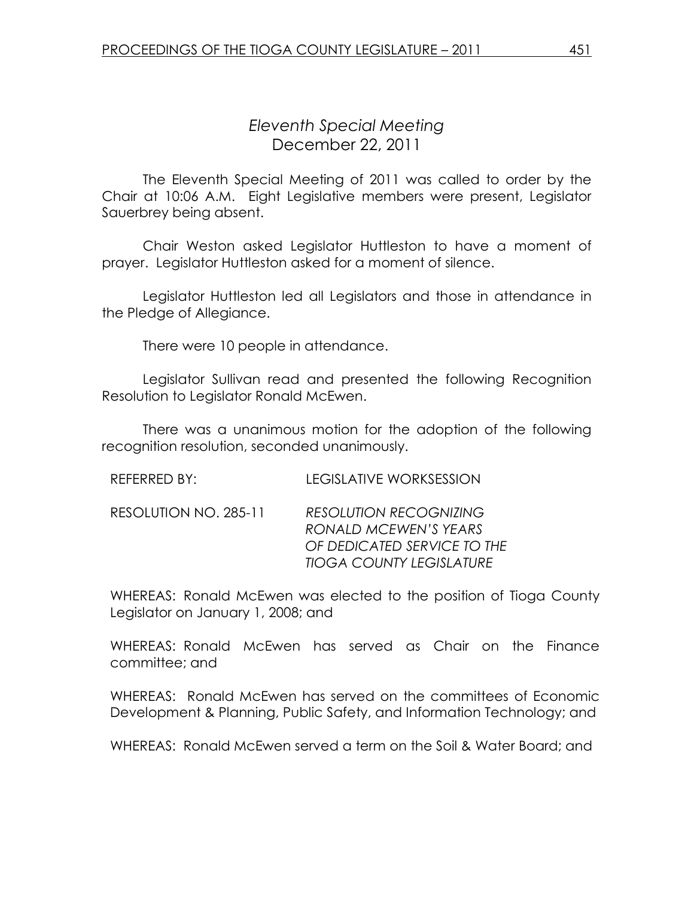# *Eleventh Special Meeting*
## December 22, 2011

The Eleventh Special Meeting of 2011 was called to order by the Chair at 10:06 A.M. Eight Legislative members were present, Legislator Sauerbrey being absent.

Chair Weston asked Legislator Huttleston to have a moment of prayer. Legislator Huttleston asked for a moment of silence.

Legislator Huttleston led all Legislators and those in attendance in the Pledge of Allegiance.

There were 10 people in attendance.

Legislator Sullivan read and presented the following Recognition Resolution to Legislator Ronald McEwen.

There was a unanimous motion for the adoption of the following recognition resolution, seconded unanimously.

REFERRED BY: LEGISLATIVE WORKSESSION

RESOLUTION NO. 285-11 *RESOLUTION RECOGNIZING RONALD MCEWEN'S YEARS OF DEDICATED SERVICE TO THE TIOGA COUNTY LEGISLATURE*

WHEREAS: Ronald McEwen was elected to the position of Tioga County Legislator on January 1, 2008; and

WHEREAS: Ronald McEwen has served as Chair on the Finance committee; and

WHEREAS: Ronald McEwen has served on the committees of Economic Development & Planning, Public Safety, and Information Technology; and

WHEREAS: Ronald McEwen served a term on the Soil & Water Board; and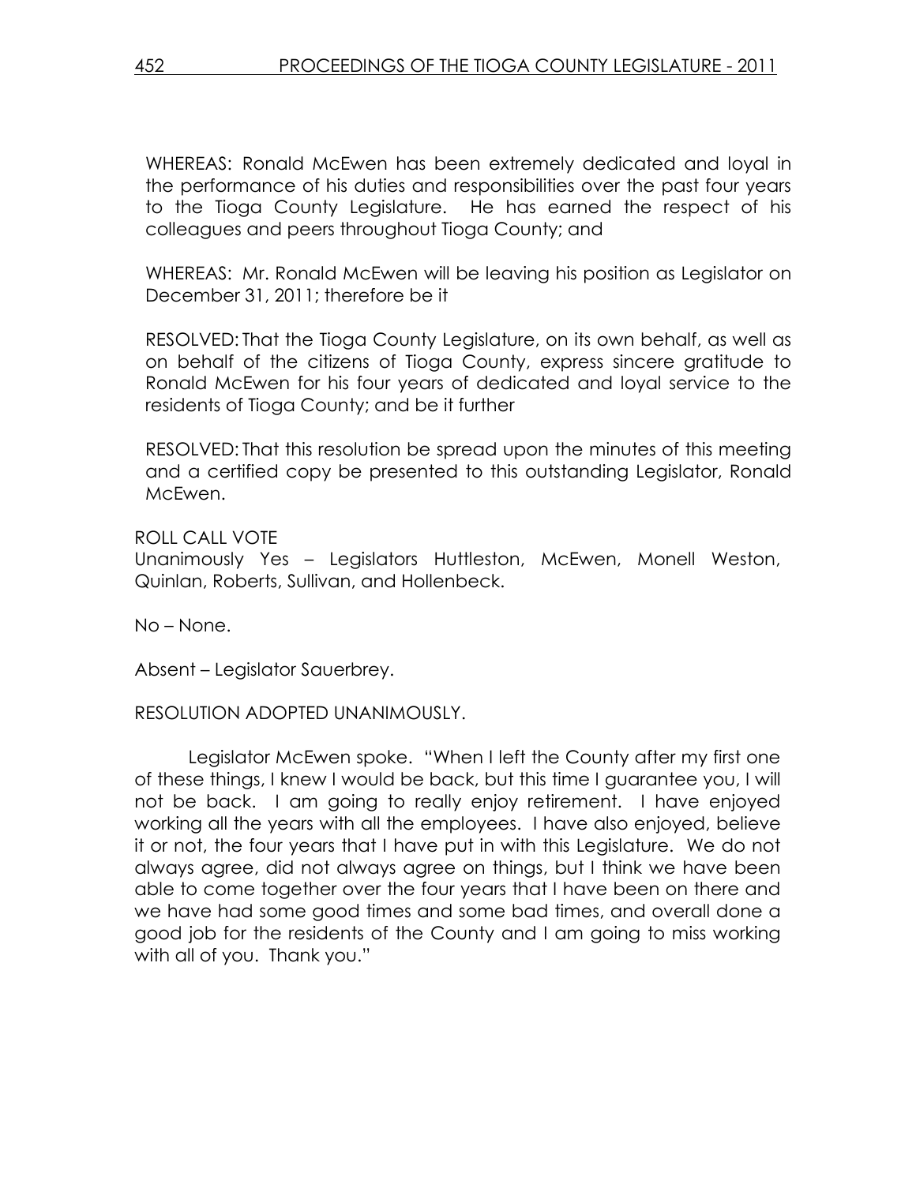WHEREAS: Ronald McEwen has been extremely dedicated and loyal in the performance of his duties and responsibilities over the past four years to the Tioga County Legislature. He has earned the respect of his colleagues and peers throughout Tioga County; and

WHEREAS: Mr. Ronald McEwen will be leaving his position as Legislator on December 31, 2011; therefore be it

RESOLVED: That the Tioga County Legislature, on its own behalf, as well as on behalf of the citizens of Tioga County, express sincere gratitude to Ronald McEwen for his four years of dedicated and loyal service to the residents of Tioga County; and be it further

RESOLVED: That this resolution be spread upon the minutes of this meeting and a certified copy be presented to this outstanding Legislator, Ronald McEwen.

ROLL CALL VOTE
Unanimously Yes – Legislators Huttleston, McEwen, Monell Weston, Quinlan, Roberts, Sullivan, and Hollenbeck.

No – None.

Absent – Legislator Sauerbrey.

RESOLUTION ADOPTED UNANIMOUSLY.

Legislator McEwen spoke. "When I left the County after my first one of these things, I knew I would be back, but this time I guarantee you, I will not be back. I am going to really enjoy retirement. I have enjoyed working all the years with all the employees. I have also enjoyed, believe it or not, the four years that I have put in with this Legislature. We do not always agree, did not always agree on things, but I think we have been able to come together over the four years that I have been on there and we have had some good times and some bad times, and overall done a good job for the residents of the County and I am going to miss working with all of you. Thank you."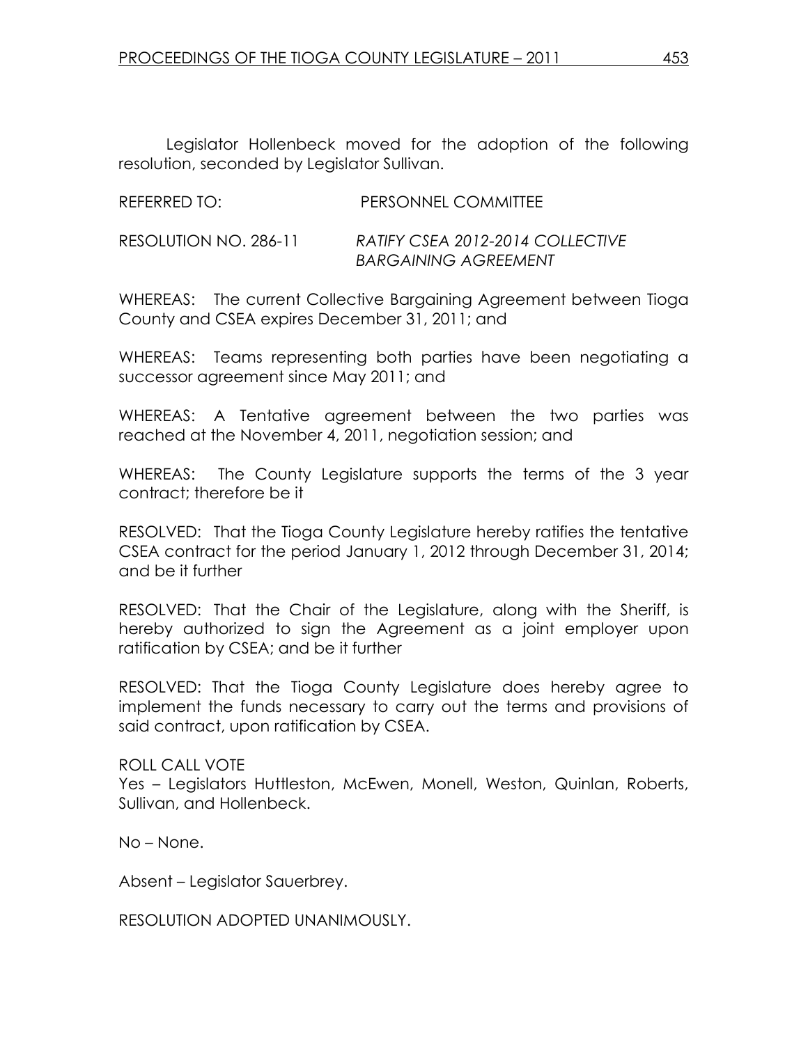Legislator Hollenbeck moved for the adoption of the following resolution, seconded by Legislator Sullivan.

REFERRED TO: PERSONNEL COMMITTEE

RESOLUTION NO. 286-11 *RATIFY CSEA 2012-2014 COLLECTIVE BARGAINING AGREEMENT*

WHEREAS: The current Collective Bargaining Agreement between Tioga County and CSEA expires December 31, 2011; and

WHEREAS: Teams representing both parties have been negotiating a successor agreement since May 2011; and

WHEREAS: A Tentative agreement between the two parties was reached at the November 4, 2011, negotiation session; and

WHEREAS: The County Legislature supports the terms of the 3 year contract; therefore be it

RESOLVED: That the Tioga County Legislature hereby ratifies the tentative CSEA contract for the period January 1, 2012 through December 31, 2014; and be it further

RESOLVED: That the Chair of the Legislature, along with the Sheriff, is hereby authorized to sign the Agreement as a joint employer upon ratification by CSEA; and be it further

RESOLVED: That the Tioga County Legislature does hereby agree to implement the funds necessary to carry out the terms and provisions of said contract, upon ratification by CSEA.

ROLL CALL VOTE
Yes – Legislators Huttleston, McEwen, Monell, Weston, Quinlan, Roberts, Sullivan, and Hollenbeck.

No – None.

Absent – Legislator Sauerbrey.

RESOLUTION ADOPTED UNANIMOUSLY.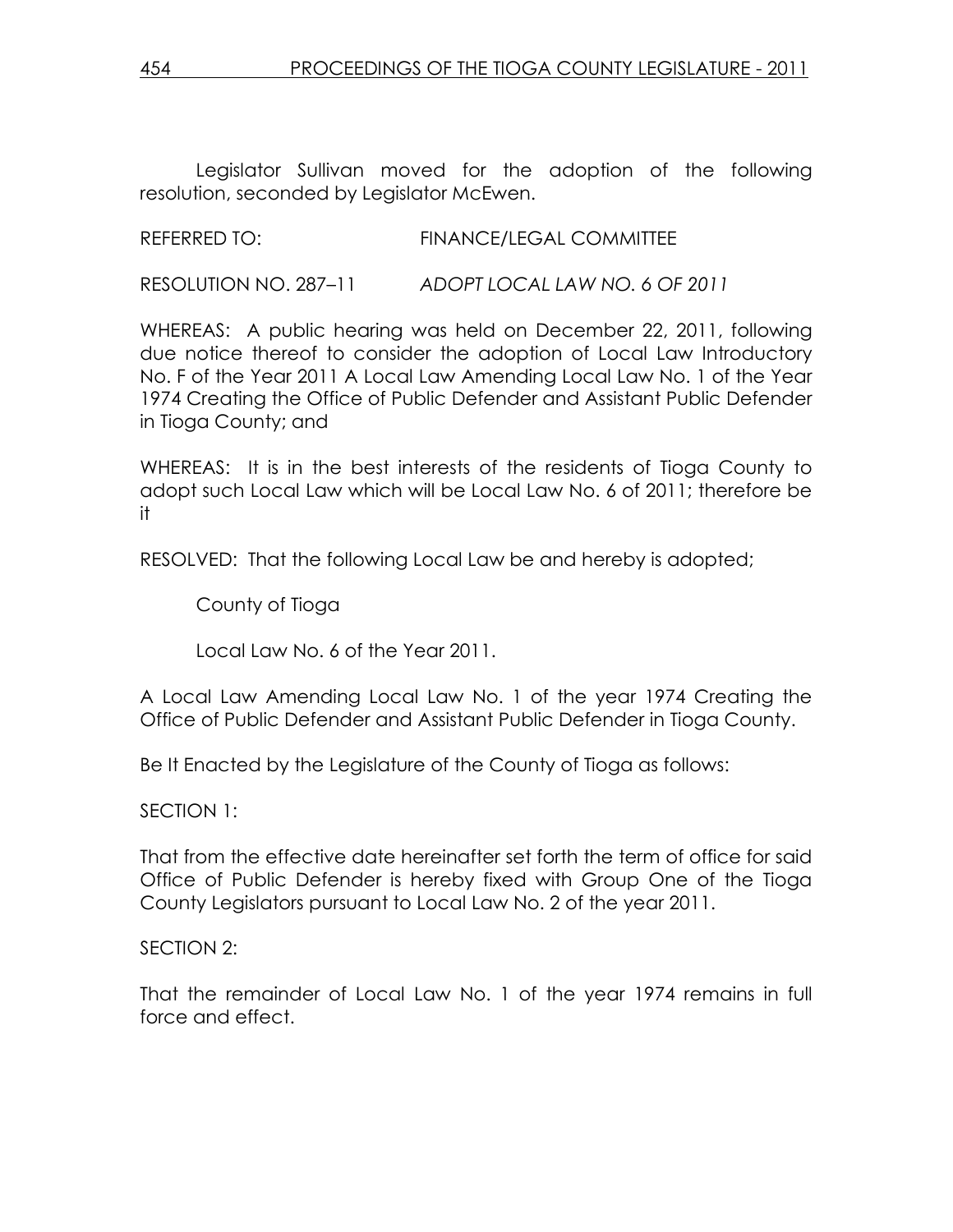Legislator Sullivan moved for the adoption of the following resolution, seconded by Legislator McEwen.

REFERRED TO: FINANCE/LEGAL COMMITTEE

RESOLUTION NO. 287–11 *ADOPT LOCAL LAW NO. 6 OF 2011*

WHEREAS: A public hearing was held on December 22, 2011, following due notice thereof to consider the adoption of Local Law Introductory No. F of the Year 2011 A Local Law Amending Local Law No. 1 of the Year 1974 Creating the Office of Public Defender and Assistant Public Defender in Tioga County; and

WHEREAS: It is in the best interests of the residents of Tioga County to adopt such Local Law which will be Local Law No. 6 of 2011; therefore be it

RESOLVED: That the following Local Law be and hereby is adopted;

County of Tioga

Local Law No. 6 of the Year 2011.

A Local Law Amending Local Law No. 1 of the year 1974 Creating the Office of Public Defender and Assistant Public Defender in Tioga County.

Be It Enacted by the Legislature of the County of Tioga as follows:

SECTION 1:

That from the effective date hereinafter set forth the term of office for said Office of Public Defender is hereby fixed with Group One of the Tioga County Legislators pursuant to Local Law No. 2 of the year 2011.

SECTION 2:

That the remainder of Local Law No. 1 of the year 1974 remains in full force and effect.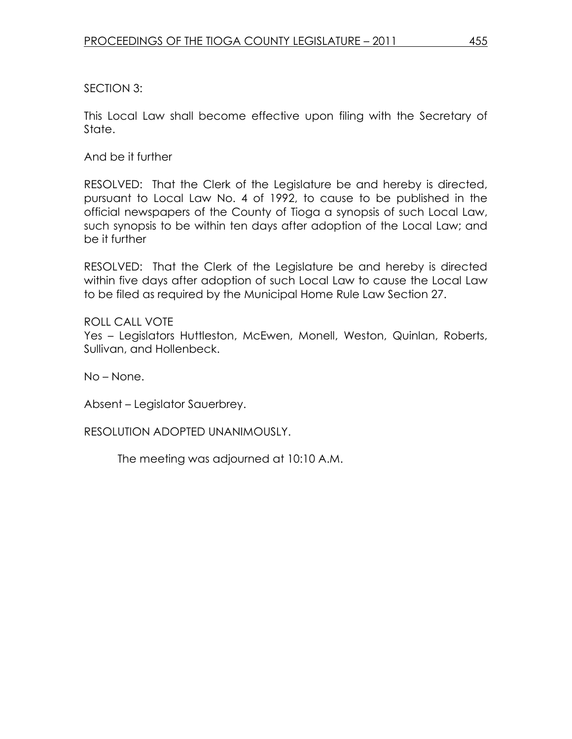SECTION 3:

This Local Law shall become effective upon filing with the Secretary of State.

And be it further

RESOLVED: That the Clerk of the Legislature be and hereby is directed, pursuant to Local Law No. 4 of 1992, to cause to be published in the official newspapers of the County of Tioga a synopsis of such Local Law, such synopsis to be within ten days after adoption of the Local Law; and be it further

RESOLVED: That the Clerk of the Legislature be and hereby is directed within five days after adoption of such Local Law to cause the Local Law to be filed as required by the Municipal Home Rule Law Section 27.

ROLL CALL VOTE
Yes – Legislators Huttleston, McEwen, Monell, Weston, Quinlan, Roberts, Sullivan, and Hollenbeck.

No – None.

Absent – Legislator Sauerbrey.

RESOLUTION ADOPTED UNANIMOUSLY.

The meeting was adjourned at 10:10 A.M.